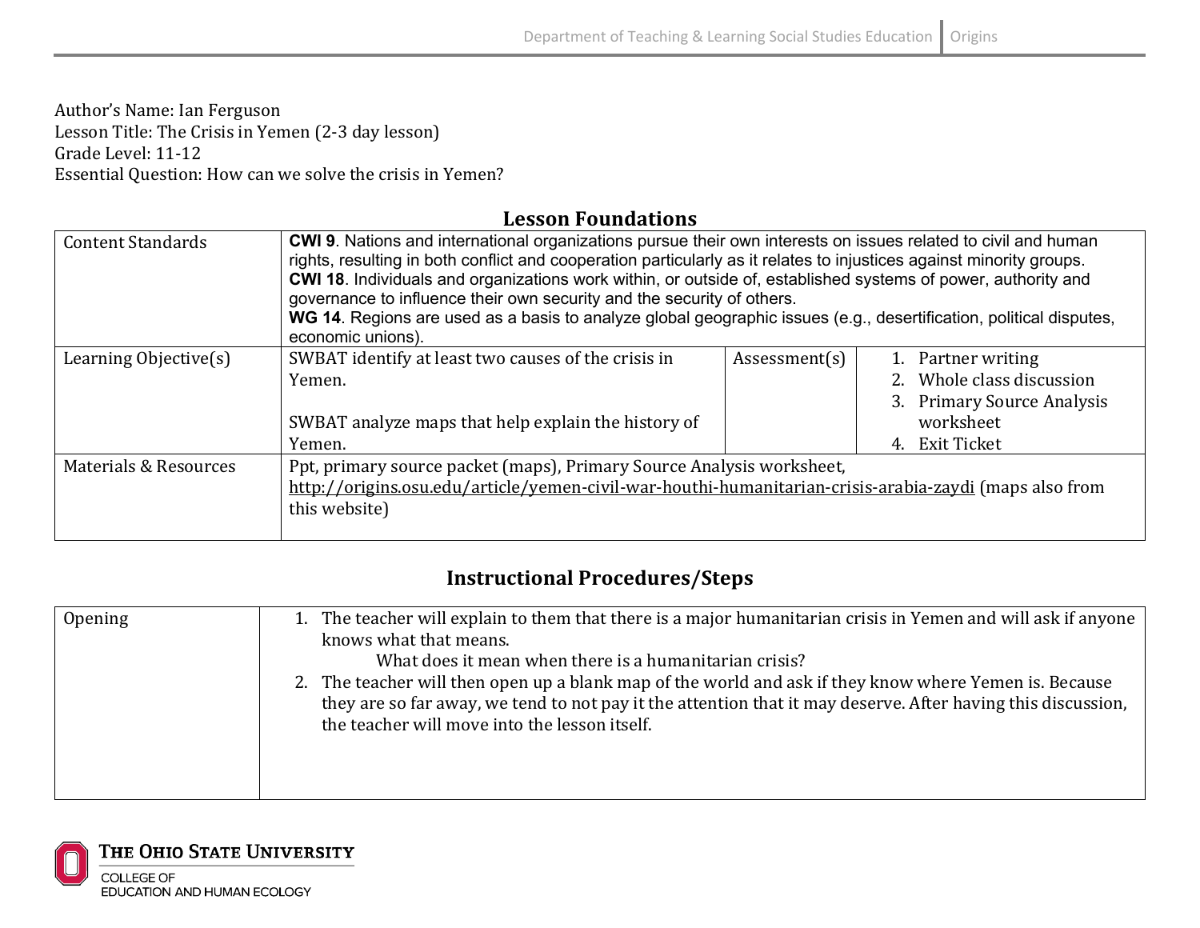Author's Name: Ian Ferguson
Lesson Title: The Crisis in Yemen (2-3 day lesson)
Grade Level: 11-12
Essential Question: How can we solve the crisis in Yemen?

## Lesson Foundations

| Content Standards | **CWI 9**. Nations and international organizations pursue their own interests on issues related to civil and human rights, resulting in both conflict and cooperation particularly as it relates to injustices against minority groups.<br>**CWI 18**. Individuals and organizations work within, or outside of, established systems of power, authority and governance to influence their own security and the security of others.<br>**WG 14**. Regions are used as a basis to analyze global geographic issues (e.g., desertification, political disputes, economic unions). | | |
|---|---|---|---|
| Learning Objective(s) | SWBAT identify at least two causes of the crisis in Yemen.<br><br>SWBAT analyze maps that help explain the history of Yemen. | Assessment(s) | 1. Partner writing<br>2. Whole class discussion<br>3. Primary Source Analysis worksheet<br>4. Exit Ticket |
| Materials & Resources | Ppt, primary source packet (maps), Primary Source Analysis worksheet, http://origins.osu.edu/article/yemen-civil-war-houthi-humanitarian-crisis-arabia-zaydi (maps also from this website) | | |

## Instructional Procedures/Steps

| Opening | 1. The teacher will explain to them that there is a major humanitarian crisis in Yemen and will ask if anyone knows what that means.<br>What does it mean when there is a humanitarian crisis?<br>2. The teacher will then open up a blank map of the world and ask if they know where Yemen is. Because they are so far away, we tend to not pay it the attention that it may deserve. After having this discussion, the teacher will move into the lesson itself. |
|---|---|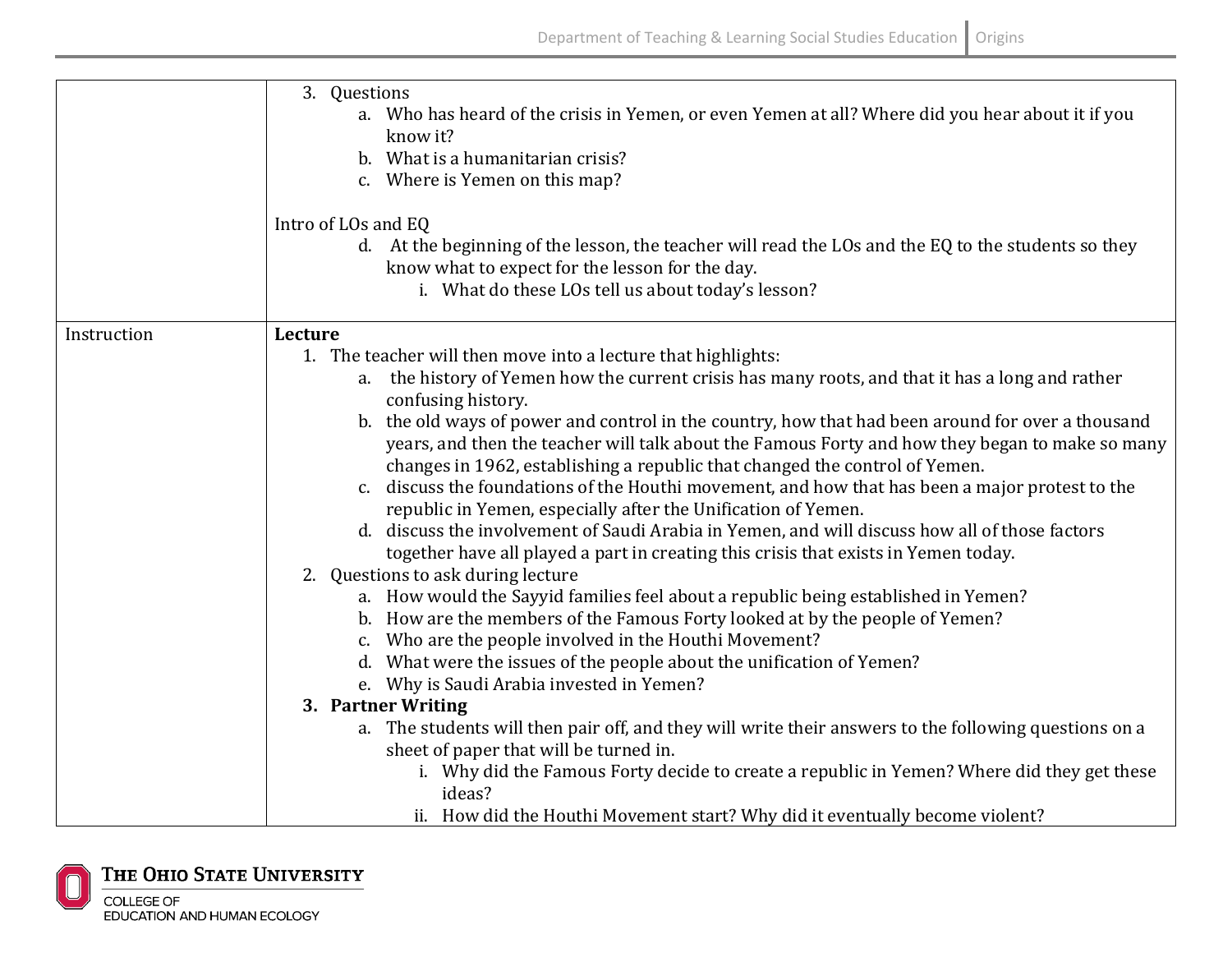| | |
|---|---|
| | 3. Questions<br>&nbsp;&nbsp;&nbsp;&nbsp;a. Who has heard of the crisis in Yemen, or even Yemen at all? Where did you hear about it if you know it?<br>&nbsp;&nbsp;&nbsp;&nbsp;b. What is a humanitarian crisis?<br>&nbsp;&nbsp;&nbsp;&nbsp;c. Where is Yemen on this map?<br><br>Intro of LOs and EQ<br>&nbsp;&nbsp;&nbsp;&nbsp;d. At the beginning of the lesson, the teacher will read the LOs and the EQ to the students so they know what to expect for the lesson for the day.<br>&nbsp;&nbsp;&nbsp;&nbsp;&nbsp;&nbsp;&nbsp;&nbsp;i. What do these LOs tell us about today's lesson? |
| Instruction | **Lecture**<br>1. The teacher will then move into a lecture that highlights:<br>&nbsp;&nbsp;&nbsp;&nbsp;a. the history of Yemen how the current crisis has many roots, and that it has a long and rather confusing history.<br>&nbsp;&nbsp;&nbsp;&nbsp;b. the old ways of power and control in the country, how that had been around for over a thousand years, and then the teacher will talk about the Famous Forty and how they began to make so many changes in 1962, establishing a republic that changed the control of Yemen.<br>&nbsp;&nbsp;&nbsp;&nbsp;c. discuss the foundations of the Houthi movement, and how that has been a major protest to the republic in Yemen, especially after the Unification of Yemen.<br>&nbsp;&nbsp;&nbsp;&nbsp;d. discuss the involvement of Saudi Arabia in Yemen, and will discuss how all of those factors together have all played a part in creating this crisis that exists in Yemen today.<br>2. Questions to ask during lecture<br>&nbsp;&nbsp;&nbsp;&nbsp;a. How would the Sayyid families feel about a republic being established in Yemen?<br>&nbsp;&nbsp;&nbsp;&nbsp;b. How are the members of the Famous Forty looked at by the people of Yemen?<br>&nbsp;&nbsp;&nbsp;&nbsp;c. Who are the people involved in the Houthi Movement?<br>&nbsp;&nbsp;&nbsp;&nbsp;d. What were the issues of the people about the unification of Yemen?<br>&nbsp;&nbsp;&nbsp;&nbsp;e. Why is Saudi Arabia invested in Yemen?<br>**3. Partner Writing**<br>&nbsp;&nbsp;&nbsp;&nbsp;a. The students will then pair off, and they will write their answers to the following questions on a sheet of paper that will be turned in.<br>&nbsp;&nbsp;&nbsp;&nbsp;&nbsp;&nbsp;&nbsp;&nbsp;i. Why did the Famous Forty decide to create a republic in Yemen? Where did they get these ideas?<br>&nbsp;&nbsp;&nbsp;&nbsp;&nbsp;&nbsp;&nbsp;&nbsp;ii. How did the Houthi Movement start? Why did it eventually become violent? |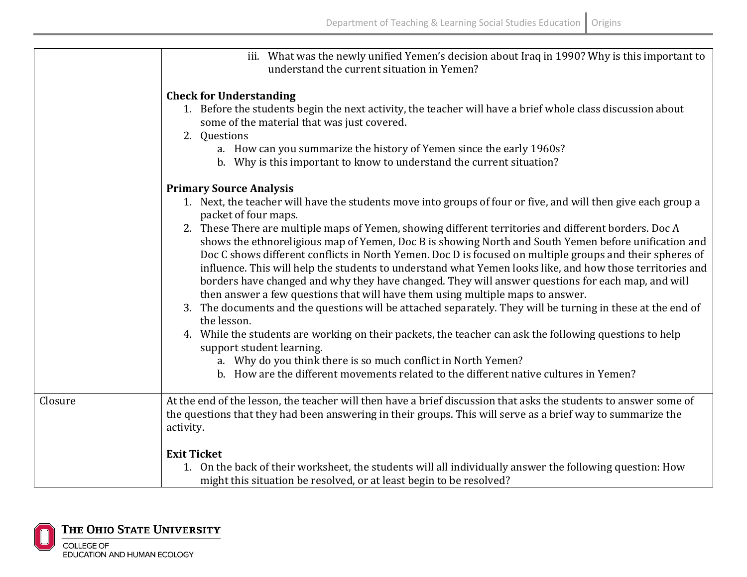| | |
|---|---|
| | iii. What was the newly unified Yemen's decision about Iraq in 1990? Why is this important to understand the current situation in Yemen?<br><br>**Check for Understanding**<br>1. Before the students begin the next activity, the teacher will have a brief whole class discussion about some of the material that was just covered.<br>2. Questions<br>&nbsp;&nbsp;&nbsp;a. How can you summarize the history of Yemen since the early 1960s?<br>&nbsp;&nbsp;&nbsp;b. Why is this important to know to understand the current situation?<br><br>**Primary Source Analysis**<br>1. Next, the teacher will have the students move into groups of four or five, and will then give each group a packet of four maps.<br>2. These There are multiple maps of Yemen, showing different territories and different borders. Doc A shows the ethnoreligious map of Yemen, Doc B is showing North and South Yemen before unification and Doc C shows different conflicts in North Yemen. Doc D is focused on multiple groups and their spheres of influence. This will help the students to understand what Yemen looks like, and how those territories and borders have changed and why they have changed. They will answer questions for each map, and will then answer a few questions that will have them using multiple maps to answer.<br>3. The documents and the questions will be attached separately. They will be turning in these at the end of the lesson.<br>4. While the students are working on their packets, the teacher can ask the following questions to help support student learning.<br>&nbsp;&nbsp;&nbsp;a. Why do you think there is so much conflict in North Yemen?<br>&nbsp;&nbsp;&nbsp;b. How are the different movements related to the different native cultures in Yemen? |
| Closure | At the end of the lesson, the teacher will then have a brief discussion that asks the students to answer some of the questions that they had been answering in their groups. This will serve as a brief way to summarize the activity.<br><br>**Exit Ticket**<br>1. On the back of their worksheet, the students will all individually answer the following question: How might this situation be resolved, or at least begin to be resolved? |